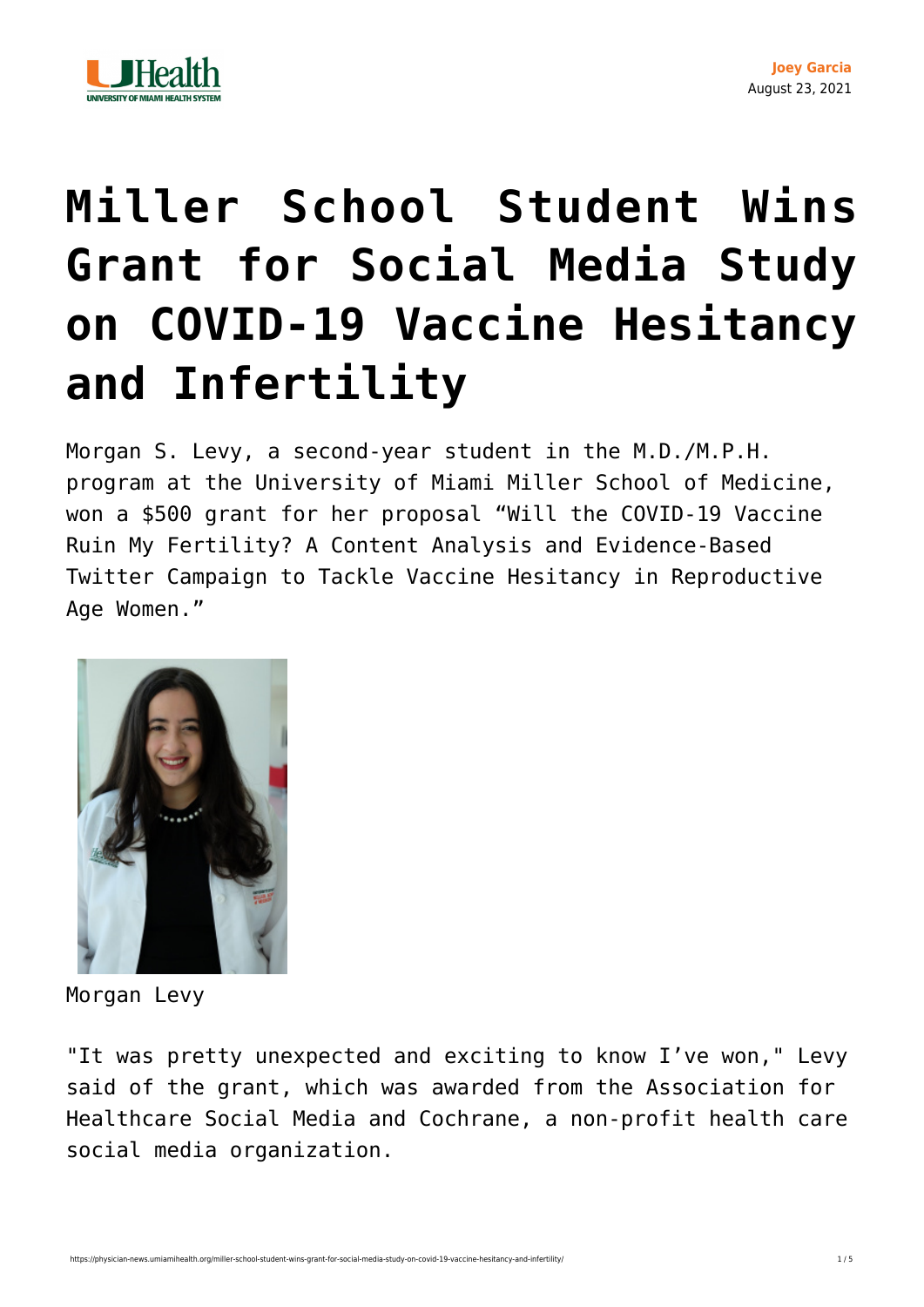Joey Garcia
August 23, 2021

# Miller School Student Wins Grant for Social Media Study on COVID-19 Vaccine Hesitancy and Infertility

Morgan S. Levy, a second-year student in the M.D./M.P.H. program at the University of Miami Miller School of Medicine, won a $500 grant for her proposal "Will the COVID-19 Vaccine Ruin My Fertility? A Content Analysis and Evidence-Based Twitter Campaign to Tackle Vaccine Hesitancy in Reproductive Age Women."

Morgan Levy

"It was pretty unexpected and exciting to know I've won," Levy said of the grant, which was awarded from the Association for Healthcare Social Media and Cochrane, a non-profit health care social media organization.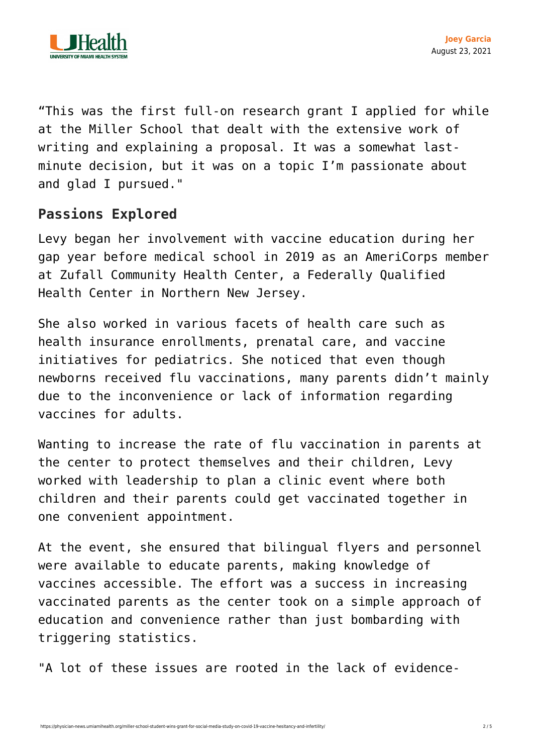"This was the first full-on research grant I applied for while at the Miller School that dealt with the extensive work of writing and explaining a proposal. It was a somewhat last-minute decision, but it was on a topic I'm passionate about and glad I pursued."

## Passions Explored

Levy began her involvement with vaccine education during her gap year before medical school in 2019 as an AmeriCorps member at Zufall Community Health Center, a Federally Qualified Health Center in Northern New Jersey.

She also worked in various facets of health care such as health insurance enrollments, prenatal care, and vaccine initiatives for pediatrics. She noticed that even though newborns received flu vaccinations, many parents didn't mainly due to the inconvenience or lack of information regarding vaccines for adults.

Wanting to increase the rate of flu vaccination in parents at the center to protect themselves and their children, Levy worked with leadership to plan a clinic event where both children and their parents could get vaccinated together in one convenient appointment.

At the event, she ensured that bilingual flyers and personnel were available to educate parents, making knowledge of vaccines accessible. The effort was a success in increasing vaccinated parents as the center took on a simple approach of education and convenience rather than just bombarding with triggering statistics.

"A lot of these issues are rooted in the lack of evidence-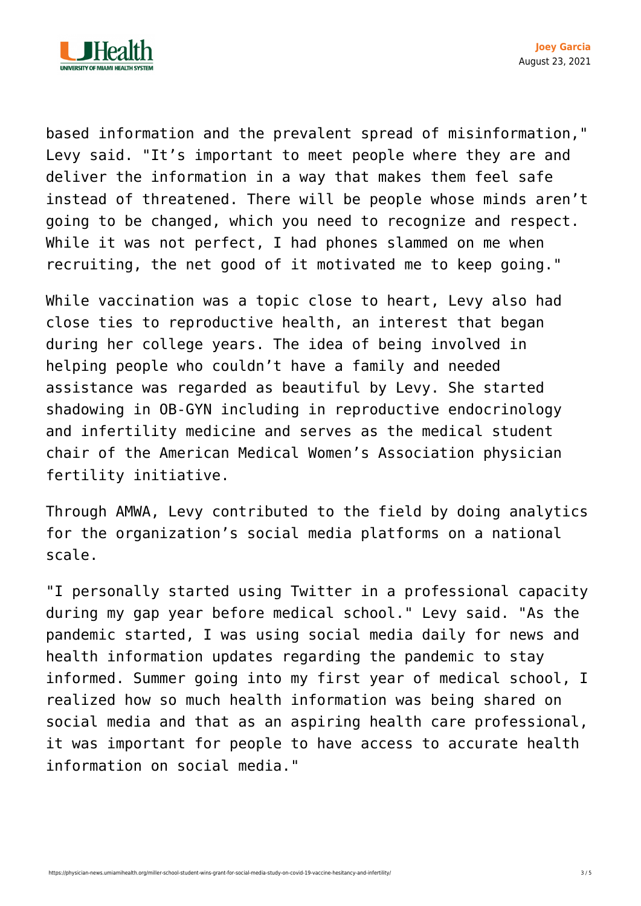based information and the prevalent spread of misinformation," Levy said. "It's important to meet people where they are and deliver the information in a way that makes them feel safe instead of threatened. There will be people whose minds aren't going to be changed, which you need to recognize and respect. While it was not perfect, I had phones slammed on me when recruiting, the net good of it motivated me to keep going."

While vaccination was a topic close to heart, Levy also had close ties to reproductive health, an interest that began during her college years. The idea of being involved in helping people who couldn't have a family and needed assistance was regarded as beautiful by Levy. She started shadowing in OB-GYN including in reproductive endocrinology and infertility medicine and serves as the medical student chair of the American Medical Women's Association physician fertility initiative.

Through AMWA, Levy contributed to the field by doing analytics for the organization's social media platforms on a national scale.

"I personally started using Twitter in a professional capacity during my gap year before medical school." Levy said. "As the pandemic started, I was using social media daily for news and health information updates regarding the pandemic to stay informed. Summer going into my first year of medical school, I realized how so much health information was being shared on social media and that as an aspiring health care professional, it was important for people to have access to accurate health information on social media."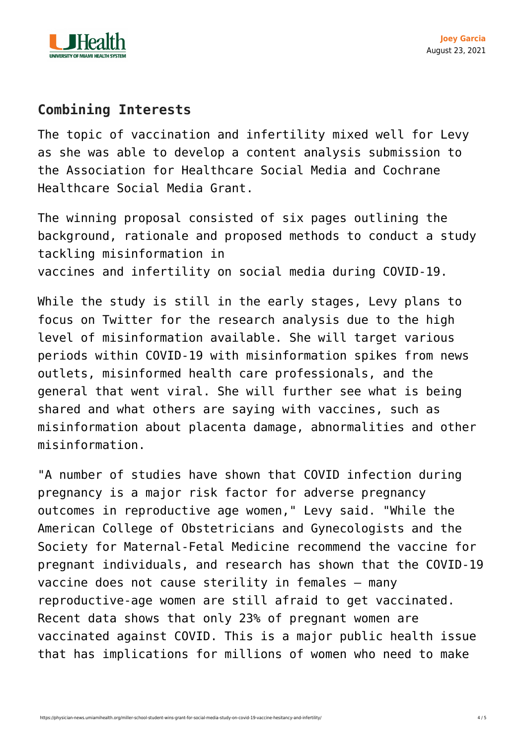## Combining Interests

The topic of vaccination and infertility mixed well for Levy as she was able to develop a content analysis submission to the Association for Healthcare Social Media and Cochrane Healthcare Social Media Grant.

The winning proposal consisted of six pages outlining the background, rationale and proposed methods to conduct a study tackling misinformation in vaccines and infertility on social media during COVID-19.

While the study is still in the early stages, Levy plans to focus on Twitter for the research analysis due to the high level of misinformation available. She will target various periods within COVID-19 with misinformation spikes from news outlets, misinformed health care professionals, and the general that went viral. She will further see what is being shared and what others are saying with vaccines, such as misinformation about placenta damage, abnormalities and other misinformation.

"A number of studies have shown that COVID infection during pregnancy is a major risk factor for adverse pregnancy outcomes in reproductive age women," Levy said. "While the American College of Obstetricians and Gynecologists and the Society for Maternal-Fetal Medicine recommend the vaccine for pregnant individuals, and research has shown that the COVID-19 vaccine does not cause sterility in females – many reproductive-age women are still afraid to get vaccinated. Recent data shows that only 23% of pregnant women are vaccinated against COVID. This is a major public health issue that has implications for millions of women who need to make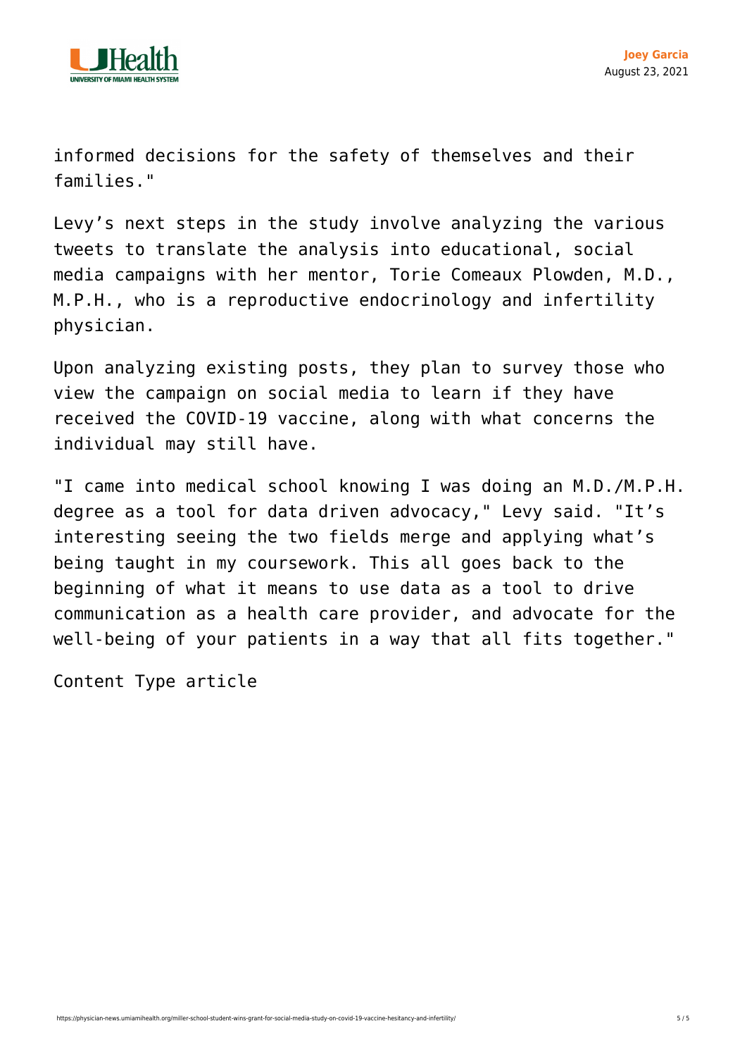informed decisions for the safety of themselves and their families."

Levy's next steps in the study involve analyzing the various tweets to translate the analysis into educational, social media campaigns with her mentor, Torie Comeaux Plowden, M.D., M.P.H., who is a reproductive endocrinology and infertility physician.

Upon analyzing existing posts, they plan to survey those who view the campaign on social media to learn if they have received the COVID-19 vaccine, along with what concerns the individual may still have.

"I came into medical school knowing I was doing an M.D./M.P.H. degree as a tool for data driven advocacy," Levy said. "It's interesting seeing the two fields merge and applying what's being taught in my coursework. This all goes back to the beginning of what it means to use data as a tool to drive communication as a health care provider, and advocate for the well-being of your patients in a way that all fits together."

Content Type article